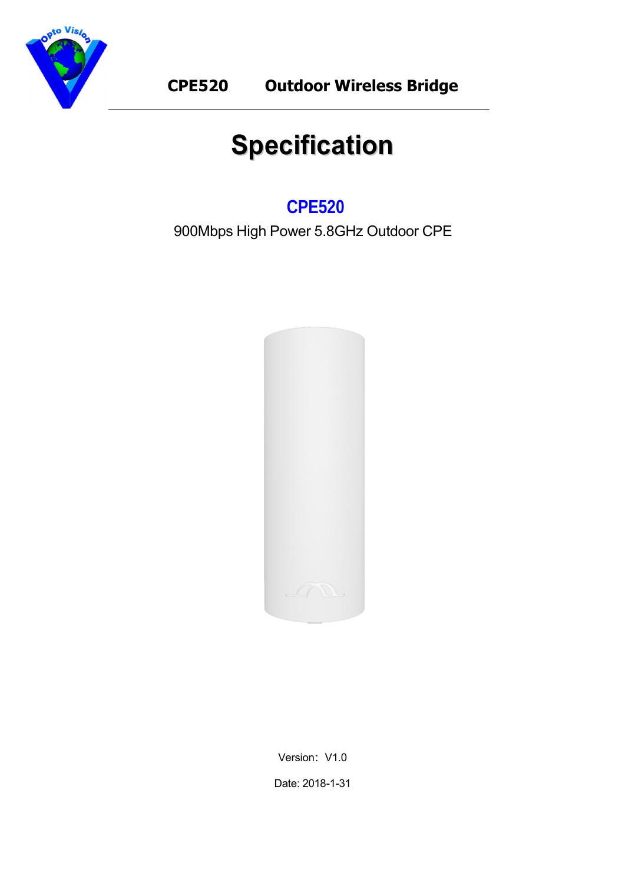CPE520 Outdoor Wireless Bridge

# Specification

## CPE520

900Mbps High Power 5.8GHz Outdoor CPE

Version：V1.0

Date: 2018-1-31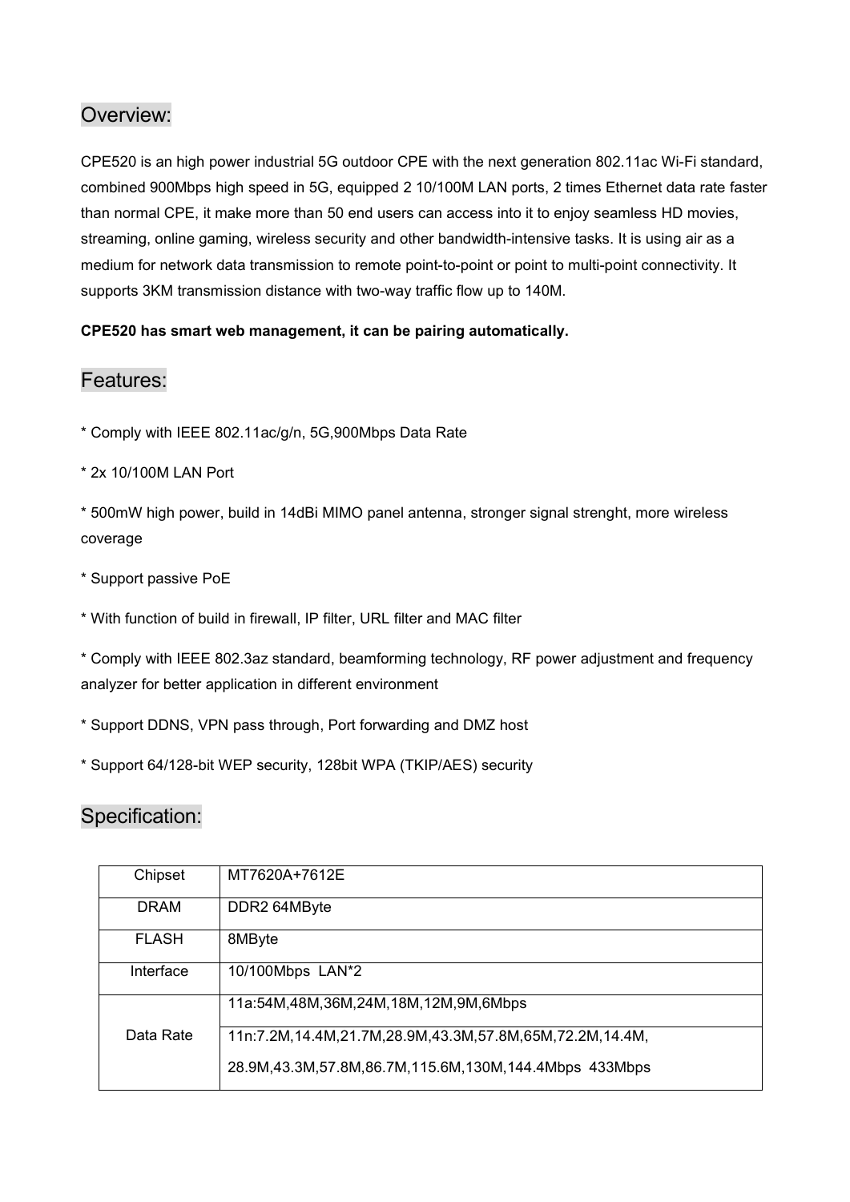## Overview:

CPE520 is an high power industrial 5G outdoor CPE with the next generation 802.11ac Wi-Fi standard, combined 900Mbps high speed in 5G, equipped 2 10/100M LAN ports, 2 times Ethernet data rate faster than normal CPE, it make more than 50 end users can access into it to enjoy seamless HD movies, streaming, online gaming, wireless security and other bandwidth-intensive tasks. It is using air as a medium for network data transmission to remote point-to-point or point to multi-point connectivity. It supports 3KM transmission distance with two-way traffic flow up to 140M.

**CPE520 has smart web management, it can be pairing automatically.**

## Features:

* Comply with IEEE 802.11ac/g/n, 5G,900Mbps Data Rate

* 2x 10/100M LAN Port

* 500mW high power, build in 14dBi MIMO panel antenna, stronger signal strenght, more wireless coverage

* Support passive PoE

* With function of build in firewall, IP filter, URL filter and MAC filter

* Comply with IEEE 802.3az standard, beamforming technology, RF power adjustment and frequency analyzer for better application in different environment

* Support DDNS, VPN pass through, Port forwarding and DMZ host

* Support 64/128-bit WEP security, 128bit WPA (TKIP/AES) security

## Specification:

| | |
|---|---|
| Chipset | MT7620A+7612E |
| DRAM | DDR2 64MByte |
| FLASH | 8MByte |
| Interface | 10/100Mbps LAN*2 |
| Data Rate | 11a:54M,48M,36M,24M,18M,12M,9M,6Mbps |
| | 11n:7.2M,14.4M,21.7M,28.9M,43.3M,57.8M,65M,72.2M,14.4M,<br>28.9M,43.3M,57.8M,86.7M,115.6M,130M,144.4Mbps 433Mbps |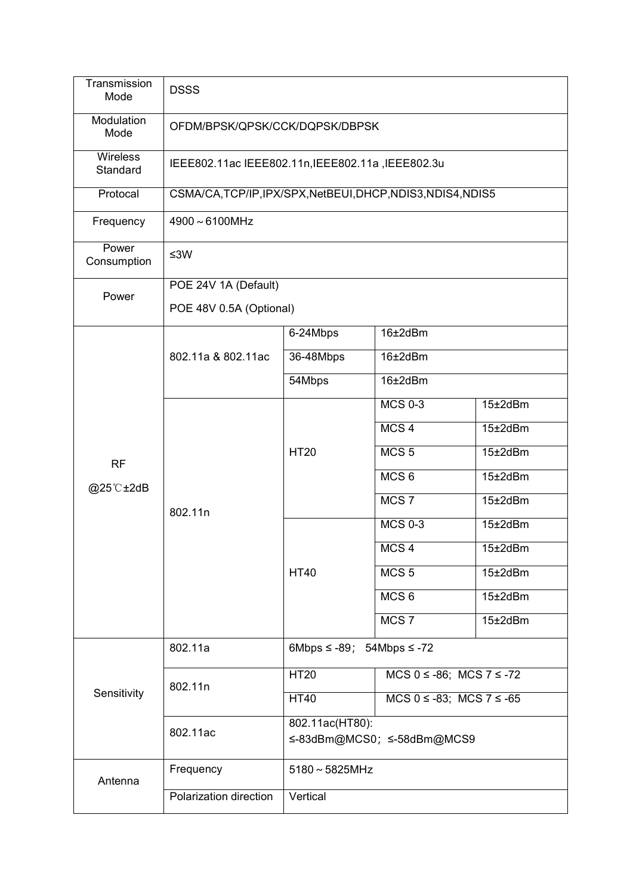| Transmission Mode | DSSS | | | |
|---|---|---|---|---|
| Modulation Mode | OFDM/BPSK/QPSK/CCK/DQPSK/DBPSK | | | |
| Wireless Standard | IEEE802.11ac IEEE802.11n,IEEE802.11a ,IEEE802.3u | | | |
| Protocal | CSMA/CA,TCP/IP,IPX/SPX,NetBEUI,DHCP,NDIS3,NDIS4,NDIS5 | | | |
| Frequency | 4900～6100MHz | | | |
| Power Consumption | ≤3W | | | |
| Power | POE 24V 1A (Default)<br>POE 48V 0.5A (Optional) | | | |
| RF<br>@25℃±2dB | 802.11a & 802.11ac | 6-24Mbps | 16±2dBm | |
| | | 36-48Mbps | 16±2dBm | |
| | | 54Mbps | 16±2dBm | |
| | 802.11n | HT20 | MCS 0-3 | 15±2dBm |
| | | | MCS 4 | 15±2dBm |
| | | | MCS 5 | 15±2dBm |
| | | | MCS 6 | 15±2dBm |
| | | | MCS 7 | 15±2dBm |
| | | HT40 | MCS 0-3 | 15±2dBm |
| | | | MCS 4 | 15±2dBm |
| | | | MCS 5 | 15±2dBm |
| | | | MCS 6 | 15±2dBm |
| | | | MCS 7 | 15±2dBm |
| Sensitivity | 802.11a | 6Mbps ≤ -89； 54Mbps ≤ -72 | | |
| | 802.11n | HT20 | MCS 0 ≤ -86; MCS 7 ≤ -72 | |
| | | HT40 | MCS 0 ≤ -83; MCS 7 ≤ -65 | |
| | 802.11ac | 802.11ac(HT80):<br>≤-83dBm@MCS0；≤-58dBm@MCS9 | | |
| Antenna | Frequency | 5180～5825MHz | | |
| | Polarization direction | Vertical | | |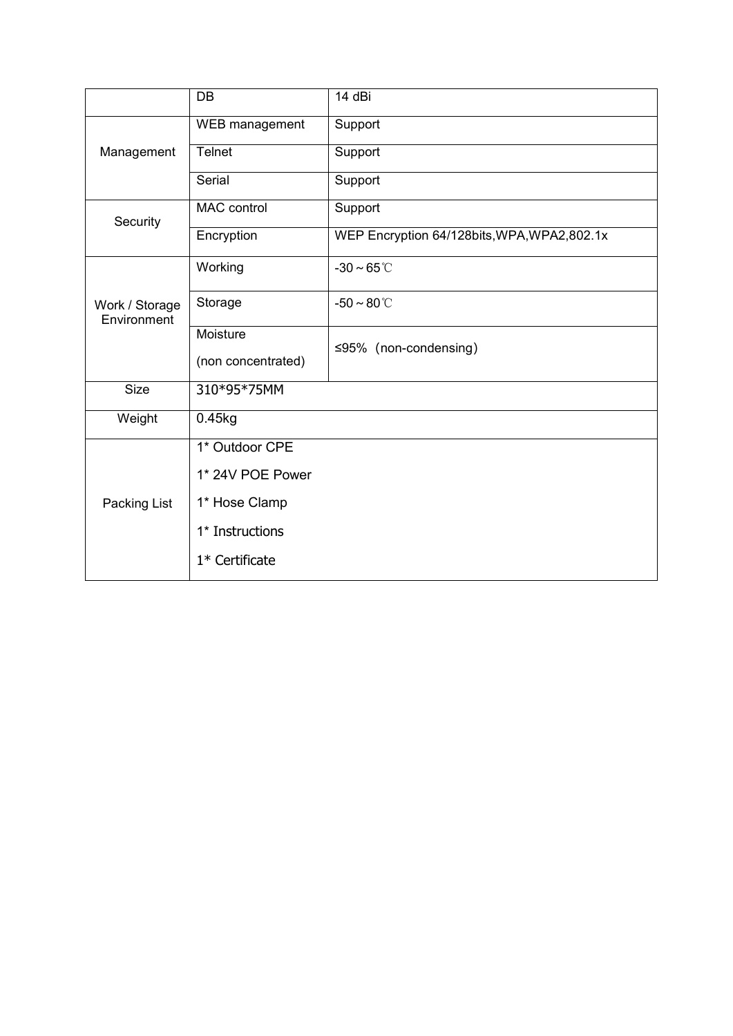|  |  |  |
|---|---|---|
|  | DB | 14 dBi |
| Management | WEB management | Support |
|  | Telnet | Support |
|  | Serial | Support |
| Security | MAC control | Support |
|  | Encryption | WEP Encryption 64/128bits,WPA,WPA2,802.1x |
| Work / Storage Environment | Working | -30～65℃ |
|  | Storage | -50～80℃ |
|  | Moisture (non concentrated) | ≤95%（non-condensing） |
| Size | 310*95*75MM |  |
| Weight | 0.45kg |  |
| Packing List | 1* Outdoor CPE<br>1* 24V POE Power<br>1* Hose Clamp<br>1* Instructions<br>1* Certificate |  |